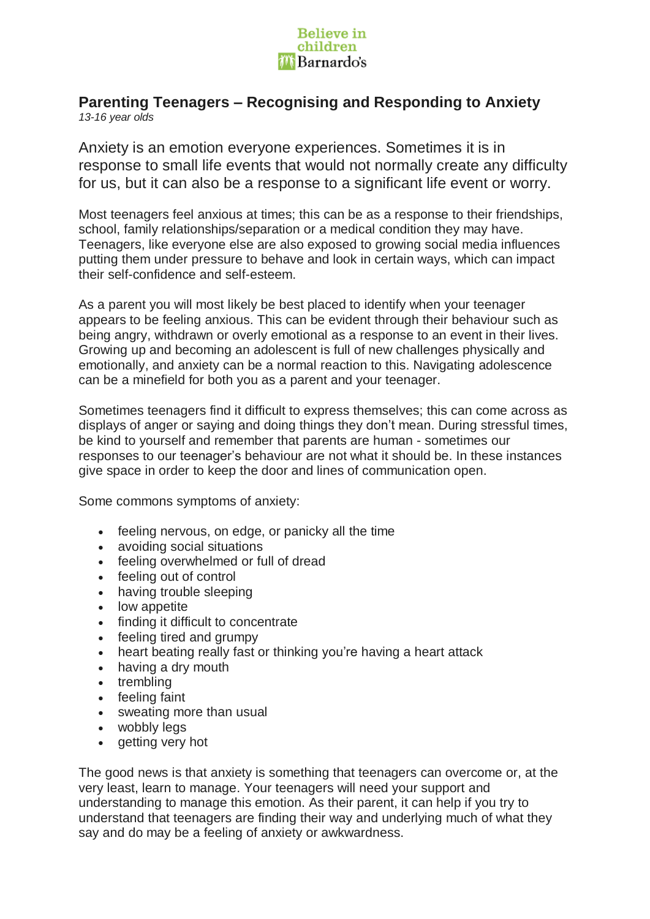Believe in children Barnardo's

# Parenting Teenagers – Recognising and Responding to Anxiety

*13-16 year olds*

Anxiety is an emotion everyone experiences. Sometimes it is in response to small life events that would not normally create any difficulty for us, but it can also be a response to a significant life event or worry.

Most teenagers feel anxious at times; this can be as a response to their friendships, school, family relationships/separation or a medical condition they may have. Teenagers, like everyone else are also exposed to growing social media influences putting them under pressure to behave and look in certain ways, which can impact their self-confidence and self-esteem.

As a parent you will most likely be best placed to identify when your teenager appears to be feeling anxious. This can be evident through their behaviour such as being angry, withdrawn or overly emotional as a response to an event in their lives. Growing up and becoming an adolescent is full of new challenges physically and emotionally, and anxiety can be a normal reaction to this. Navigating adolescence can be a minefield for both you as a parent and your teenager.

Sometimes teenagers find it difficult to express themselves; this can come across as displays of anger or saying and doing things they don't mean. During stressful times, be kind to yourself and remember that parents are human - sometimes our responses to our teenager's behaviour are not what it should be. In these instances give space in order to keep the door and lines of communication open.

Some commons symptoms of anxiety:

- feeling nervous, on edge, or panicky all the time
- avoiding social situations
- feeling overwhelmed or full of dread
- feeling out of control
- having trouble sleeping
- low appetite
- finding it difficult to concentrate
- feeling tired and grumpy
- heart beating really fast or thinking you're having a heart attack
- having a dry mouth
- trembling
- feeling faint
- sweating more than usual
- wobbly legs
- getting very hot

The good news is that anxiety is something that teenagers can overcome or, at the very least, learn to manage. Your teenagers will need your support and understanding to manage this emotion. As their parent, it can help if you try to understand that teenagers are finding their way and underlying much of what they say and do may be a feeling of anxiety or awkwardness.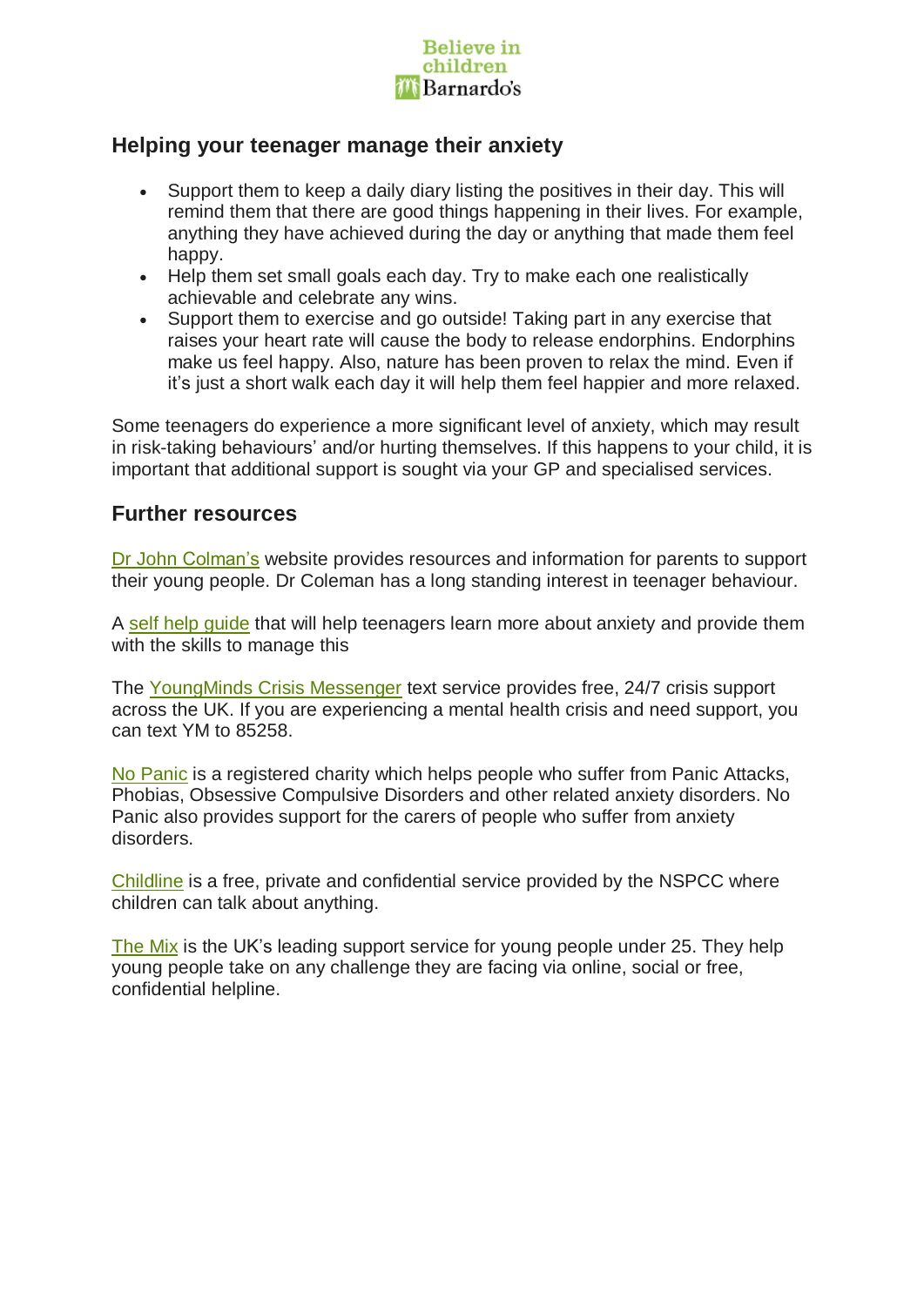## Helping your teenager manage their anxiety

- Support them to keep a daily diary listing the positives in their day. This will remind them that there are good things happening in their lives. For example, anything they have achieved during the day or anything that made them feel happy.
- Help them set small goals each day. Try to make each one realistically achievable and celebrate any wins.
- Support them to exercise and go outside! Taking part in any exercise that raises your heart rate will cause the body to release endorphins. Endorphins make us feel happy. Also, nature has been proven to relax the mind. Even if it's just a short walk each day it will help them feel happier and more relaxed.

Some teenagers do experience a more significant level of anxiety, which may result in risk-taking behaviours' and/or hurting themselves. If this happens to your child, it is important that additional support is sought via your GP and specialised services.

## Further resources

Dr John Colman's website provides resources and information for parents to support their young people. Dr Coleman has a long standing interest in teenager behaviour.

A self help guide that will help teenagers learn more about anxiety and provide them with the skills to manage this

The YoungMinds Crisis Messenger text service provides free, 24/7 crisis support across the UK. If you are experiencing a mental health crisis and need support, you can text YM to 85258.

No Panic is a registered charity which helps people who suffer from Panic Attacks, Phobias, Obsessive Compulsive Disorders and other related anxiety disorders. No Panic also provides support for the carers of people who suffer from anxiety disorders.

Childline is a free, private and confidential service provided by the NSPCC where children can talk about anything.

The Mix is the UK's leading support service for young people under 25. They help young people take on any challenge they are facing via online, social or free, confidential helpline.